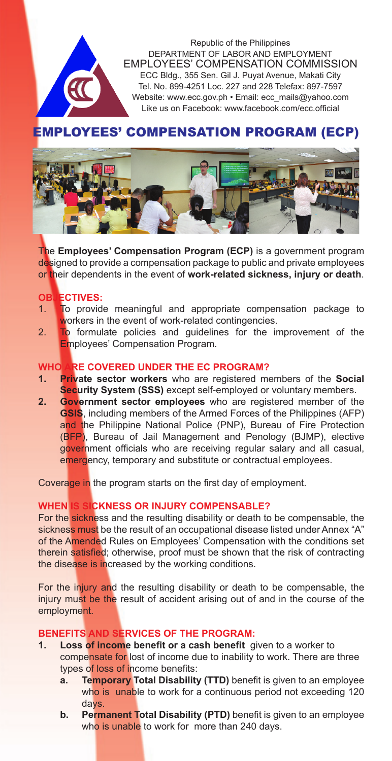Republic of the Philippines
DEPARTMENT OF LABOR AND EMPLOYMENT
EMPLOYEES' COMPENSATION COMMISSION
ECC Bldg., 355 Sen. Gil J. Puyat Avenue, Makati City
Tel. No. 899-4251 Loc. 227 and 228 Telefax: 897-7597
Website: www.ecc.gov.ph • Email: ecc_mails@yahoo.com
Like us on Facebook: www.facebook.com/ecc.official

# EMPLOYEES' COMPENSATION PROGRAM (ECP)

The **Employees' Compensation Program (ECP)** is a government program designed to provide a compensation package to public and private employees or their dependents in the event of **work-related sickness, injury or death**.

## OBJECTIVES:

1. To provide meaningful and appropriate compensation package to workers in the event of work-related contingencies.
2. To formulate policies and guidelines for the improvement of the Employees' Compensation Program.

## WHO ARE COVERED UNDER THE EC PROGRAM?

1. **Private sector workers** who are registered members of the **Social Security System (SSS)** except self-employed or voluntary members.
2. **Government sector employees** who are registered member of the **GSIS**, including members of the Armed Forces of the Philippines (AFP) and the Philippine National Police (PNP), Bureau of Fire Protection (BFP), Bureau of Jail Management and Penology (BJMP), elective government officials who are receiving regular salary and all casual, emergency, temporary and substitute or contractual employees.

Coverage in the program starts on the first day of employment.

## WHEN IS SICKNESS OR INJURY COMPENSABLE?

For the sickness and the resulting disability or death to be compensable, the sickness must be the result of an occupational disease listed under Annex "A" of the Amended Rules on Employees' Compensation with the conditions set therein satisfied; otherwise, proof must be shown that the risk of contracting the disease is increased by the working conditions.

For the injury and the resulting disability or death to be compensable, the injury must be the result of accident arising out of and in the course of the employment.

## BENEFITS AND SERVICES OF THE PROGRAM:

1. **Loss of income benefit or a cash benefit** given to a worker to compensate for lost of income due to inability to work. There are three types of loss of income benefits:
   a. **Temporary Total Disability (TTD)** benefit is given to an employee who is unable to work for a continuous period not exceeding 120 days.
   b. **Permanent Total Disability (PTD)** benefit is given to an employee who is unable to work for more than 240 days.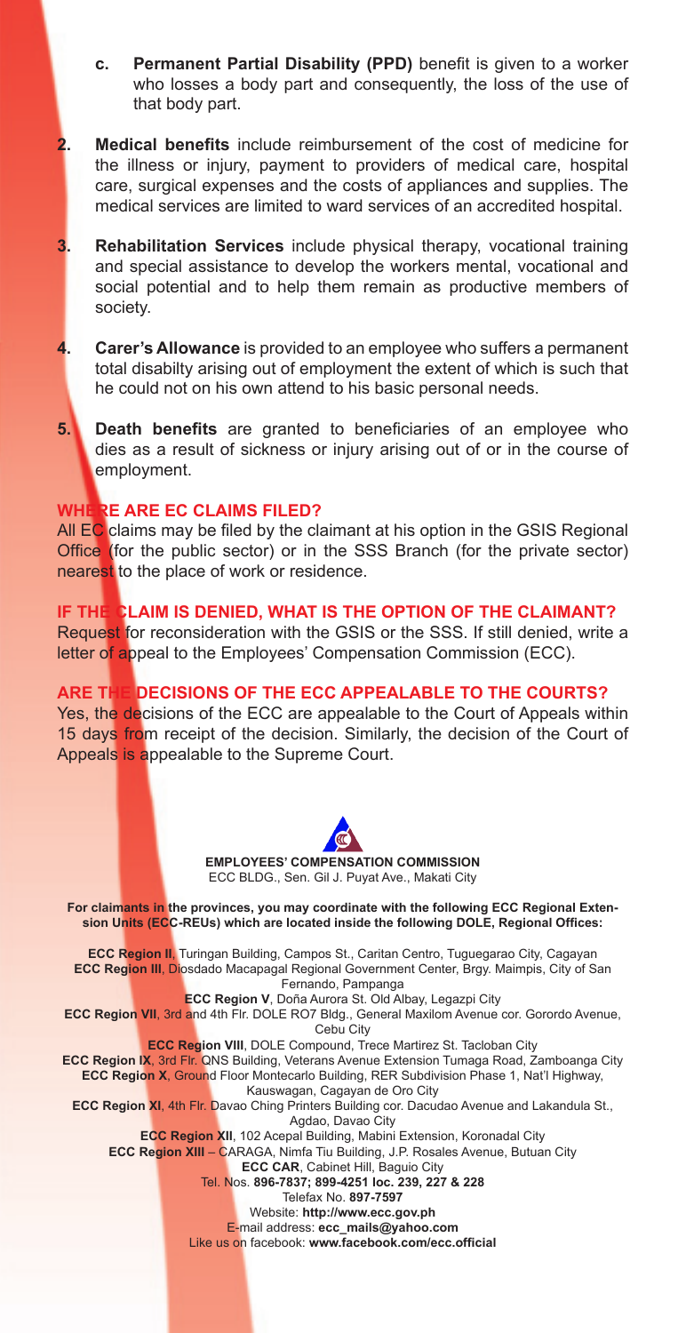c. **Permanent Partial Disability (PPD)** benefit is given to a worker who losses a body part and consequently, the loss of the use of that body part.

2. **Medical benefits** include reimbursement of the cost of medicine for the illness or injury, payment to providers of medical care, hospital care, surgical expenses and the costs of appliances and supplies. The medical services are limited to ward services of an accredited hospital.

3. **Rehabilitation Services** include physical therapy, vocational training and special assistance to develop the workers mental, vocational and social potential and to help them remain as productive members of society.

4. **Carer's Allowance** is provided to an employee who suffers a permanent total disabilty arising out of employment the extent of which is such that he could not on his own attend to his basic personal needs.

5. **Death benefits** are granted to beneficiaries of an employee who dies as a result of sickness or injury arising out of or in the course of employment.

## WHERE ARE EC CLAIMS FILED?

All EC claims may be filed by the claimant at his option in the GSIS Regional Office (for the public sector) or in the SSS Branch (for the private sector) nearest to the place of work or residence.

## IF THE CLAIM IS DENIED, WHAT IS THE OPTION OF THE CLAIMANT?

Request for reconsideration with the GSIS or the SSS. If still denied, write a letter of appeal to the Employees' Compensation Commission (ECC).

## ARE THE DECISIONS OF THE ECC APPEALABLE TO THE COURTS?

Yes, the decisions of the ECC are appealable to the Court of Appeals within 15 days from receipt of the decision. Similarly, the decision of the Court of Appeals is appealable to the Supreme Court.

**EMPLOYEES' COMPENSATION COMMISSION**
ECC BLDG., Sen. Gil J. Puyat Ave., Makati City

**For claimants in the provinces, you may coordinate with the following ECC Regional Extension Units (ECC-REUs) which are located inside the following DOLE, Regional Offices:**

**ECC Region II**, Turingan Building, Campos St., Caritan Centro, Tuguegarao City, Cagayan
**ECC Region III**, Diosdado Macapagal Regional Government Center, Brgy. Maimpis, City of San Fernando, Pampanga
**ECC Region V**, Doña Aurora St. Old Albay, Legazpi City
**ECC Region VII**, 3rd and 4th Flr. DOLE RO7 Bldg., General Maxilom Avenue cor. Gorordo Avenue, Cebu City
**ECC Region VIII**, DOLE Compound, Trece Martirez St. Tacloban City
**ECC Region IX**, 3rd Flr. QNS Building, Veterans Avenue Extension Tumaga Road, Zamboanga City
**ECC Region X**, Ground Floor Montecarlo Building, RER Subdivision Phase 1, Nat'l Highway, Kauswagan, Cagayan de Oro City
**ECC Region XI**, 4th Flr. Davao Ching Printers Building cor. Dacudao Avenue and Lakandula St., Agdao, Davao City
**ECC Region XII**, 102 Acepal Building, Mabini Extension, Koronadal City
**ECC Region XIII** – CARAGA, Nimfa Tiu Building, J.P. Rosales Avenue, Butuan City
**ECC CAR**, Cabinet Hill, Baguio City

Tel. Nos. **896-7837; 899-4251 loc. 239, 227 & 228**
Telefax No. **897-7597**
Website: **http://www.ecc.gov.ph**
E-mail address: **ecc_mails@yahoo.com**
Like us on facebook: **www.facebook.com/ecc.official**